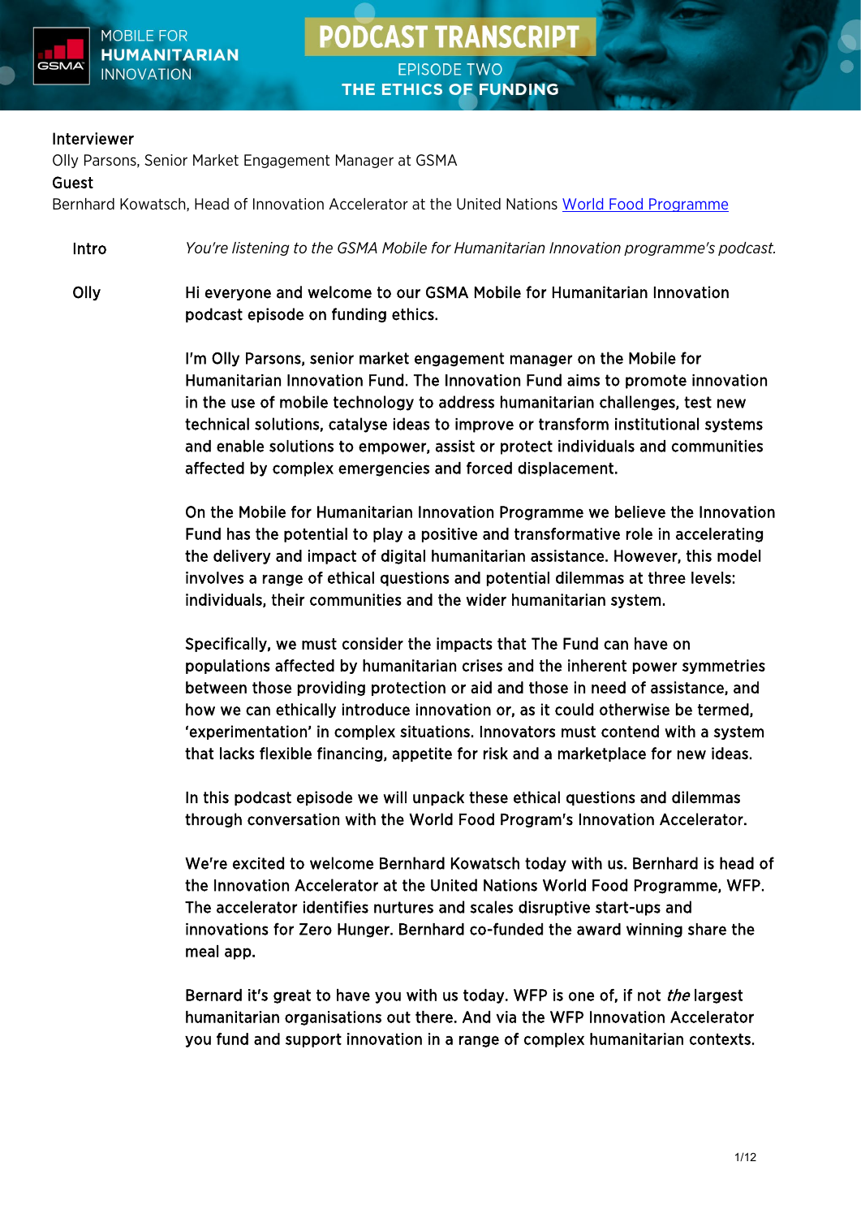MOBILE FOR **HUMANITARIAN** INNOVATION

# PODCAST TRANSCRIPT

## EPISODE TWO
## THE ETHICS OF FUNDING

**Interviewer**

Olly Parsons, Senior Market Engagement Manager at GSMA

**Guest**

Bernhard Kowatsch, Head of Innovation Accelerator at the United Nations [World Food Programme]

**Intro** *You're listening to the GSMA Mobile for Humanitarian Innovation programme's podcast.*

**Olly** Hi everyone and welcome to our GSMA Mobile for Humanitarian Innovation podcast episode on funding ethics.

I'm Olly Parsons, senior market engagement manager on the Mobile for Humanitarian Innovation Fund. The Innovation Fund aims to promote innovation in the use of mobile technology to address humanitarian challenges, test new technical solutions, catalyse ideas to improve or transform institutional systems and enable solutions to empower, assist or protect individuals and communities affected by complex emergencies and forced displacement.

On the Mobile for Humanitarian Innovation Programme we believe the Innovation Fund has the potential to play a positive and transformative role in accelerating the delivery and impact of digital humanitarian assistance. However, this model involves a range of ethical questions and potential dilemmas at three levels: individuals, their communities and the wider humanitarian system.

Specifically, we must consider the impacts that The Fund can have on populations affected by humanitarian crises and the inherent power symmetries between those providing protection or aid and those in need of assistance, and how we can ethically introduce innovation or, as it could otherwise be termed, 'experimentation' in complex situations. Innovators must contend with a system that lacks flexible financing, appetite for risk and a marketplace for new ideas.

In this podcast episode we will unpack these ethical questions and dilemmas through conversation with the World Food Program's Innovation Accelerator.

We're excited to welcome Bernhard Kowatsch today with us. Bernhard is head of the Innovation Accelerator at the United Nations World Food Programme, WFP. The accelerator identifies nurtures and scales disruptive start-ups and innovations for Zero Hunger. Bernhard co-funded the award winning share the meal app.

Bernard it's great to have you with us today. WFP is one of, if not *the* largest humanitarian organisations out there. And via the WFP Innovation Accelerator you fund and support innovation in a range of complex humanitarian contexts.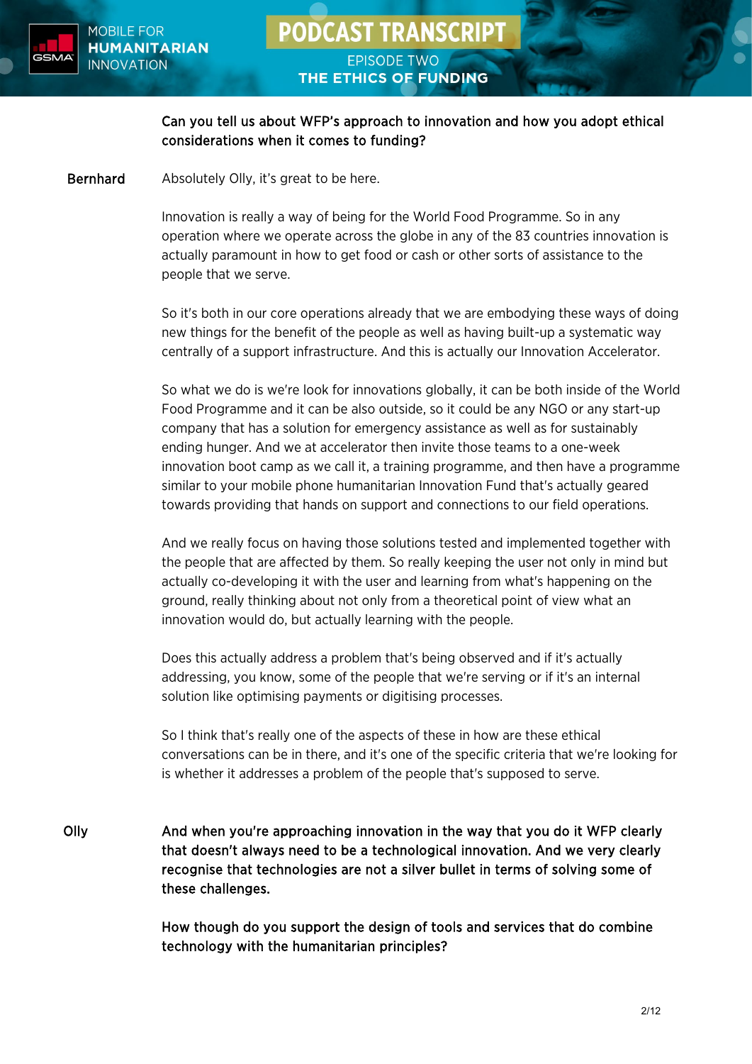**Can you tell us about WFP's approach to innovation and how you adopt ethical considerations when it comes to funding?**

**Bernhard** Absolutely Olly, it's great to be here.

Innovation is really a way of being for the World Food Programme. So in any operation where we operate across the globe in any of the 83 countries innovation is actually paramount in how to get food or cash or other sorts of assistance to the people that we serve.

So it's both in our core operations already that we are embodying these ways of doing new things for the benefit of the people as well as having built-up a systematic way centrally of a support infrastructure. And this is actually our Innovation Accelerator.

So what we do is we're look for innovations globally, it can be both inside of the World Food Programme and it can be also outside, so it could be any NGO or any start-up company that has a solution for emergency assistance as well as for sustainably ending hunger. And we at accelerator then invite those teams to a one-week innovation boot camp as we call it, a training programme, and then have a programme similar to your mobile phone humanitarian Innovation Fund that's actually geared towards providing that hands on support and connections to our field operations.

And we really focus on having those solutions tested and implemented together with the people that are affected by them. So really keeping the user not only in mind but actually co-developing it with the user and learning from what's happening on the ground, really thinking about not only from a theoretical point of view what an innovation would do, but actually learning with the people.

Does this actually address a problem that's being observed and if it's actually addressing, you know, some of the people that we're serving or if it's an internal solution like optimising payments or digitising processes.

So I think that's really one of the aspects of these in how are these ethical conversations can be in there, and it's one of the specific criteria that we're looking for is whether it addresses a problem of the people that's supposed to serve.

**Olly** **And when you're approaching innovation in the way that you do it WFP clearly that doesn't always need to be a technological innovation. And we very clearly recognise that technologies are not a silver bullet in terms of solving some of these challenges.**

**How though do you support the design of tools and services that do combine technology with the humanitarian principles?**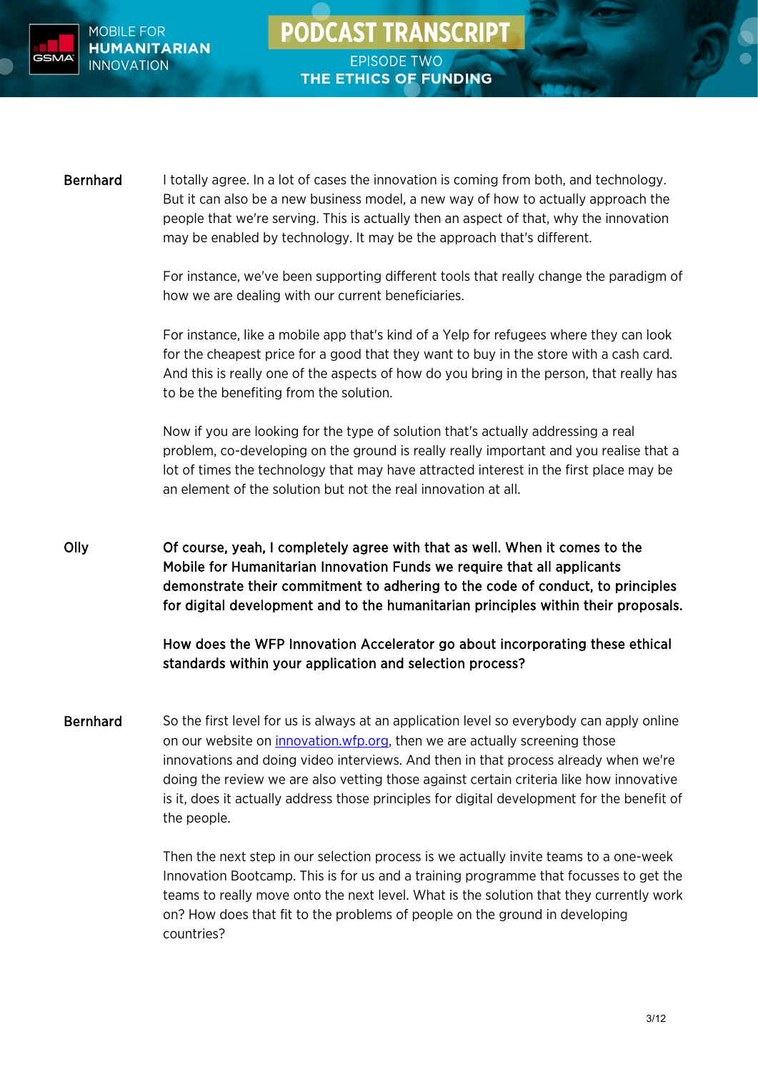**Bernhard** I totally agree. In a lot of cases the innovation is coming from both, and technology. But it can also be a new business model, a new way of how to actually approach the people that we're serving. This is actually then an aspect of that, why the innovation may be enabled by technology. It may be the approach that's different.

For instance, we've been supporting different tools that really change the paradigm of how we are dealing with our current beneficiaries.

For instance, like a mobile app that's kind of a Yelp for refugees where they can look for the cheapest price for a good that they want to buy in the store with a cash card. And this is really one of the aspects of how do you bring in the person, that really has to be the benefiting from the solution.

Now if you are looking for the type of solution that's actually addressing a real problem, co-developing on the ground is really really important and you realise that a lot of times the technology that may have attracted interest in the first place may be an element of the solution but not the real innovation at all.

**Olly** **Of course, yeah, I completely agree with that as well. When it comes to the Mobile for Humanitarian Innovation Funds we require that all applicants demonstrate their commitment to adhering to the code of conduct, to principles for digital development and to the humanitarian principles within their proposals.**

**How does the WFP Innovation Accelerator go about incorporating these ethical standards within your application and selection process?**

**Bernhard** So the first level for us is always at an application level so everybody can apply online on our website on [innovation.wfp.org](innovation.wfp.org), then we are actually screening those innovations and doing video interviews. And then in that process already when we're doing the review we are also vetting those against certain criteria like how innovative is it, does it actually address those principles for digital development for the benefit of the people.

Then the next step in our selection process is we actually invite teams to a one-week Innovation Bootcamp. This is for us and a training programme that focusses to get the teams to really move onto the next level. What is the solution that they currently work on? How does that fit to the problems of people on the ground in developing countries?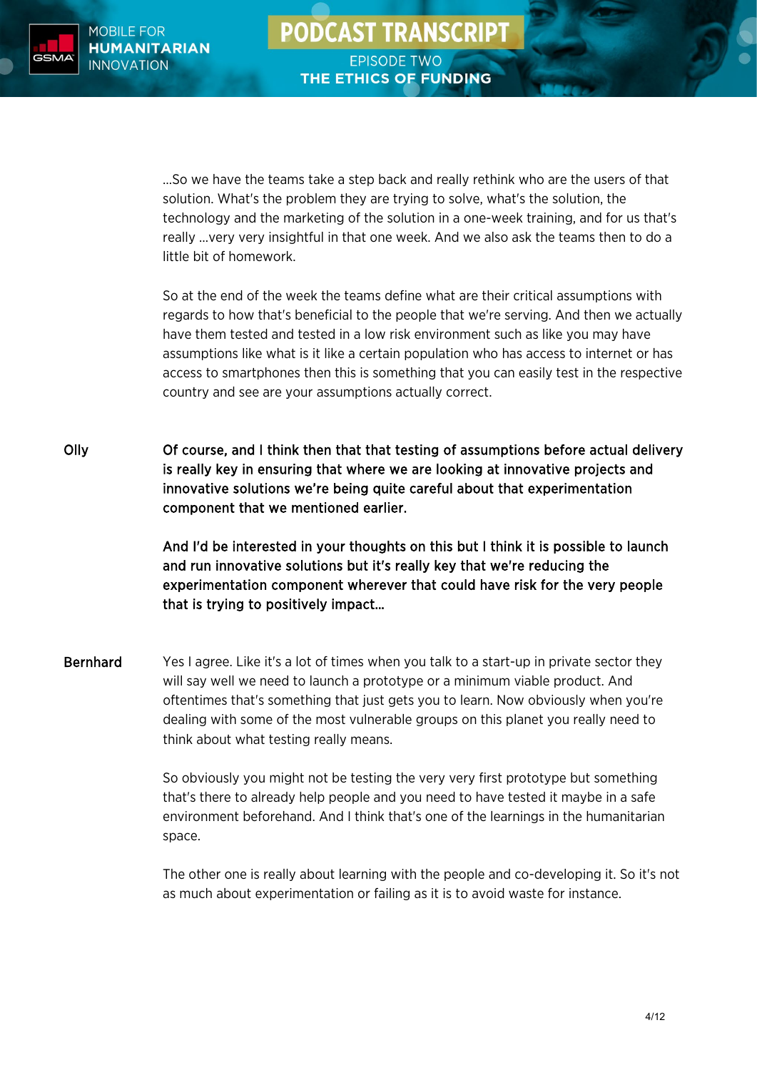...So we have the teams take a step back and really rethink who are the users of that solution. What's the problem they are trying to solve, what's the solution, the technology and the marketing of the solution in a one-week training, and for us that's really ...very very insightful in that one week. And we also ask the teams then to do a little bit of homework.

So at the end of the week the teams define what are their critical assumptions with regards to how that's beneficial to the people that we're serving. And then we actually have them tested and tested in a low risk environment such as like you may have assumptions like what is it like a certain population who has access to internet or has access to smartphones then this is something that you can easily test in the respective country and see are your assumptions actually correct.

**Olly** **Of course, and I think then that that testing of assumptions before actual delivery is really key in ensuring that where we are looking at innovative projects and innovative solutions we're being quite careful about that experimentation component that we mentioned earlier.**

**And I'd be interested in your thoughts on this but I think it is possible to launch and run innovative solutions but it's really key that we're reducing the experimentation component wherever that could have risk for the very people that is trying to positively impact...**

**Bernhard** Yes I agree. Like it's a lot of times when you talk to a start-up in private sector they will say well we need to launch a prototype or a minimum viable product. And oftentimes that's something that just gets you to learn. Now obviously when you're dealing with some of the most vulnerable groups on this planet you really need to think about what testing really means.

So obviously you might not be testing the very very first prototype but something that's there to already help people and you need to have tested it maybe in a safe environment beforehand. And I think that's one of the learnings in the humanitarian space.

The other one is really about learning with the people and co-developing it. So it's not as much about experimentation or failing as it is to avoid waste for instance.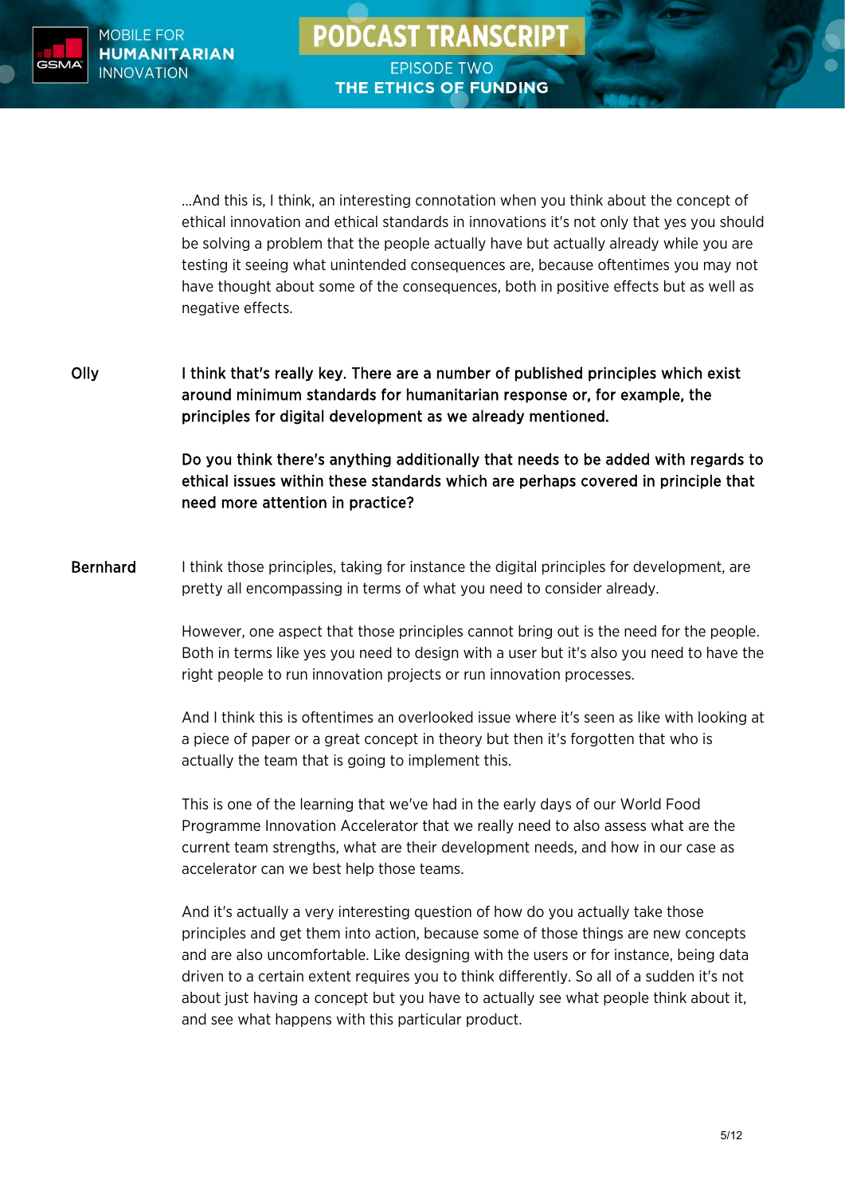...And this is, I think, an interesting connotation when you think about the concept of ethical innovation and ethical standards in innovations it's not only that yes you should be solving a problem that the people actually have but actually already while you are testing it seeing what unintended consequences are, because oftentimes you may not have thought about some of the consequences, both in positive effects but as well as negative effects.

**Olly** **I think that's really key. There are a number of published principles which exist around minimum standards for humanitarian response or, for example, the principles for digital development as we already mentioned.**

**Do you think there's anything additionally that needs to be added with regards to ethical issues within these standards which are perhaps covered in principle that need more attention in practice?**

**Bernhard** I think those principles, taking for instance the digital principles for development, are pretty all encompassing in terms of what you need to consider already.

However, one aspect that those principles cannot bring out is the need for the people. Both in terms like yes you need to design with a user but it's also you need to have the right people to run innovation projects or run innovation processes.

And I think this is oftentimes an overlooked issue where it's seen as like with looking at a piece of paper or a great concept in theory but then it's forgotten that who is actually the team that is going to implement this.

This is one of the learning that we've had in the early days of our World Food Programme Innovation Accelerator that we really need to also assess what are the current team strengths, what are their development needs, and how in our case as accelerator can we best help those teams.

And it's actually a very interesting question of how do you actually take those principles and get them into action, because some of those things are new concepts and are also uncomfortable. Like designing with the users or for instance, being data driven to a certain extent requires you to think differently. So all of a sudden it's not about just having a concept but you have to actually see what people think about it, and see what happens with this particular product.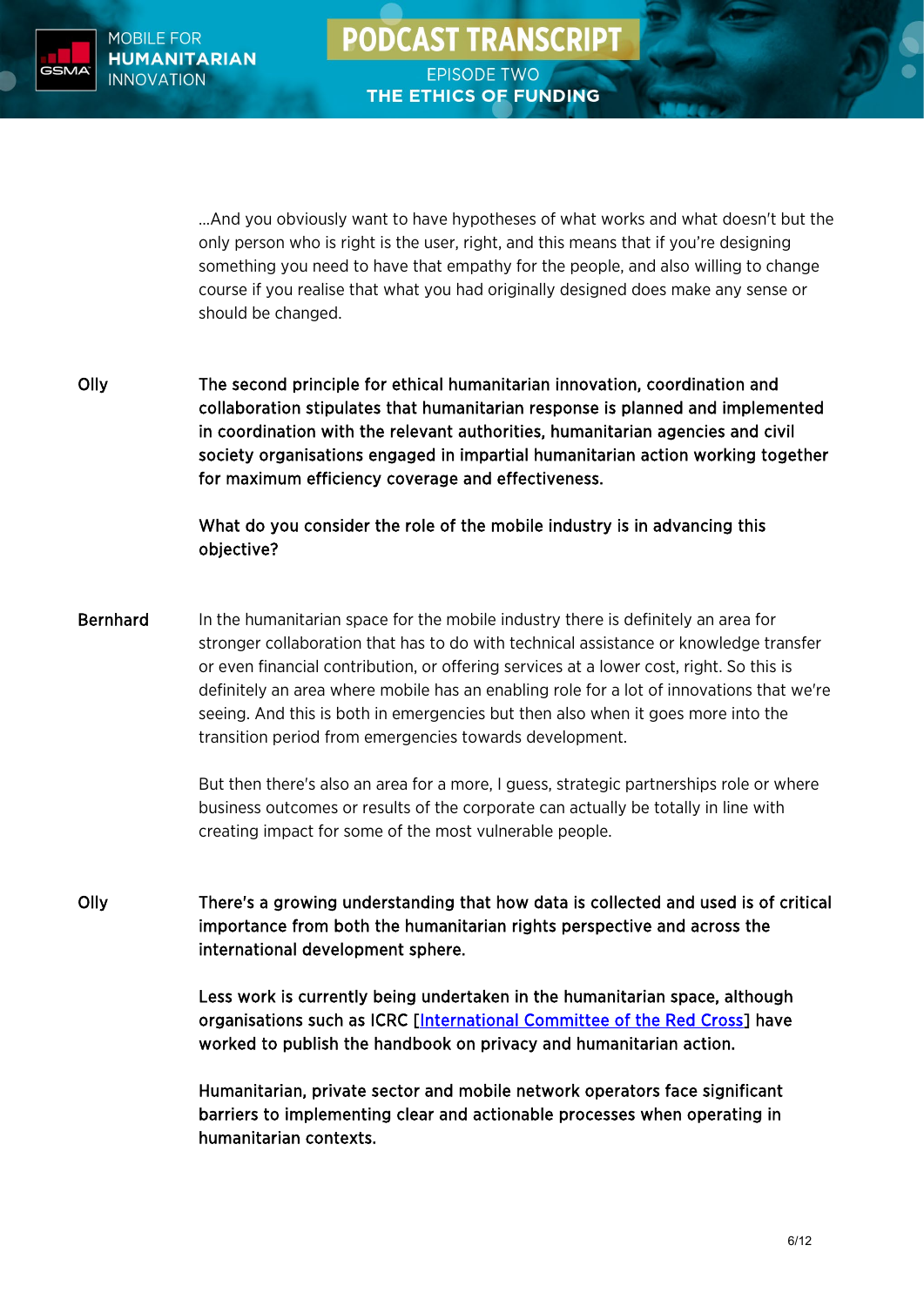...And you obviously want to have hypotheses of what works and what doesn't but the only person who is right is the user, right, and this means that if you're designing something you need to have that empathy for the people, and also willing to change course if you realise that what you had originally designed does make any sense or should be changed.

Olly

**The second principle for ethical humanitarian innovation, coordination and collaboration stipulates that humanitarian response is planned and implemented in coordination with the relevant authorities, humanitarian agencies and civil society organisations engaged in impartial humanitarian action working together for maximum efficiency coverage and effectiveness.**

**What do you consider the role of the mobile industry is in advancing this objective?**

Bernhard

In the humanitarian space for the mobile industry there is definitely an area for stronger collaboration that has to do with technical assistance or knowledge transfer or even financial contribution, or offering services at a lower cost, right. So this is definitely an area where mobile has an enabling role for a lot of innovations that we're seeing. And this is both in emergencies but then also when it goes more into the transition period from emergencies towards development.

But then there's also an area for a more, I guess, strategic partnerships role or where business outcomes or results of the corporate can actually be totally in line with creating impact for some of the most vulnerable people.

Olly

**There's a growing understanding that how data is collected and used is of critical importance from both the humanitarian rights perspective and across the international development sphere.**

**Less work is currently being undertaken in the humanitarian space, although organisations such as ICRC [International Committee of the Red Cross] have worked to publish the handbook on privacy and humanitarian action.**

**Humanitarian, private sector and mobile network operators face significant barriers to implementing clear and actionable processes when operating in humanitarian contexts.**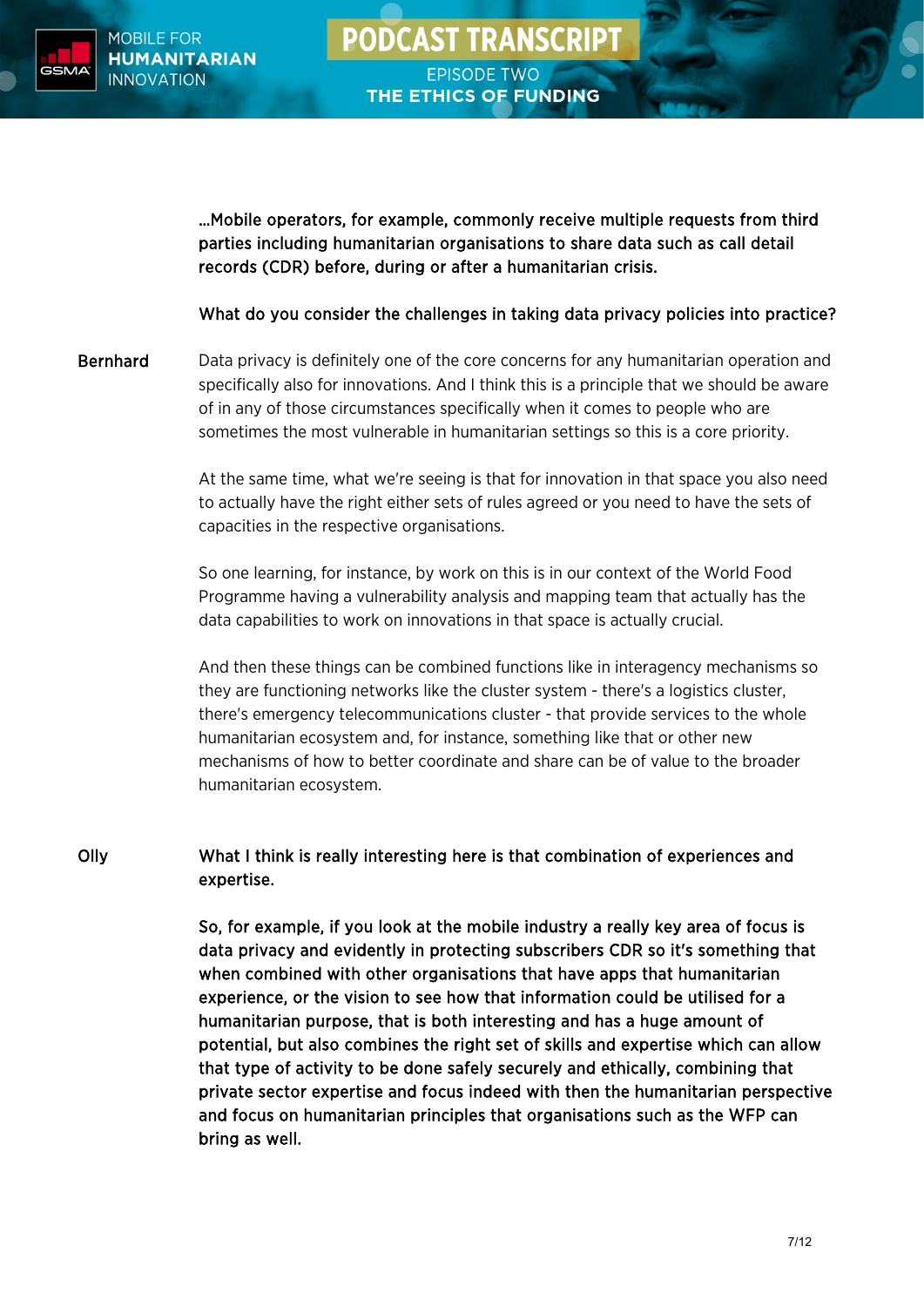**...Mobile operators, for example, commonly receive multiple requests from third parties including humanitarian organisations to share data such as call detail records (CDR) before, during or after a humanitarian crisis.**

**What do you consider the challenges in taking data privacy policies into practice?**

Bernhard

Data privacy is definitely one of the core concerns for any humanitarian operation and specifically also for innovations. And I think this is a principle that we should be aware of in any of those circumstances specifically when it comes to people who are sometimes the most vulnerable in humanitarian settings so this is a core priority.

At the same time, what we're seeing is that for innovation in that space you also need to actually have the right either sets of rules agreed or you need to have the sets of capacities in the respective organisations.

So one learning, for instance, by work on this is in our context of the World Food Programme having a vulnerability analysis and mapping team that actually has the data capabilities to work on innovations in that space is actually crucial.

And then these things can be combined functions like in interagency mechanisms so they are functioning networks like the cluster system - there's a logistics cluster, there's emergency telecommunications cluster - that provide services to the whole humanitarian ecosystem and, for instance, something like that or other new mechanisms of how to better coordinate and share can be of value to the broader humanitarian ecosystem.

Olly

**What I think is really interesting here is that combination of experiences and expertise.**

**So, for example, if you look at the mobile industry a really key area of focus is data privacy and evidently in protecting subscribers CDR so it's something that when combined with other organisations that have apps that humanitarian experience, or the vision to see how that information could be utilised for a humanitarian purpose, that is both interesting and has a huge amount of potential, but also combines the right set of skills and expertise which can allow that type of activity to be done safely securely and ethically, combining that private sector expertise and focus indeed with then the humanitarian perspective and focus on humanitarian principles that organisations such as the WFP can bring as well.**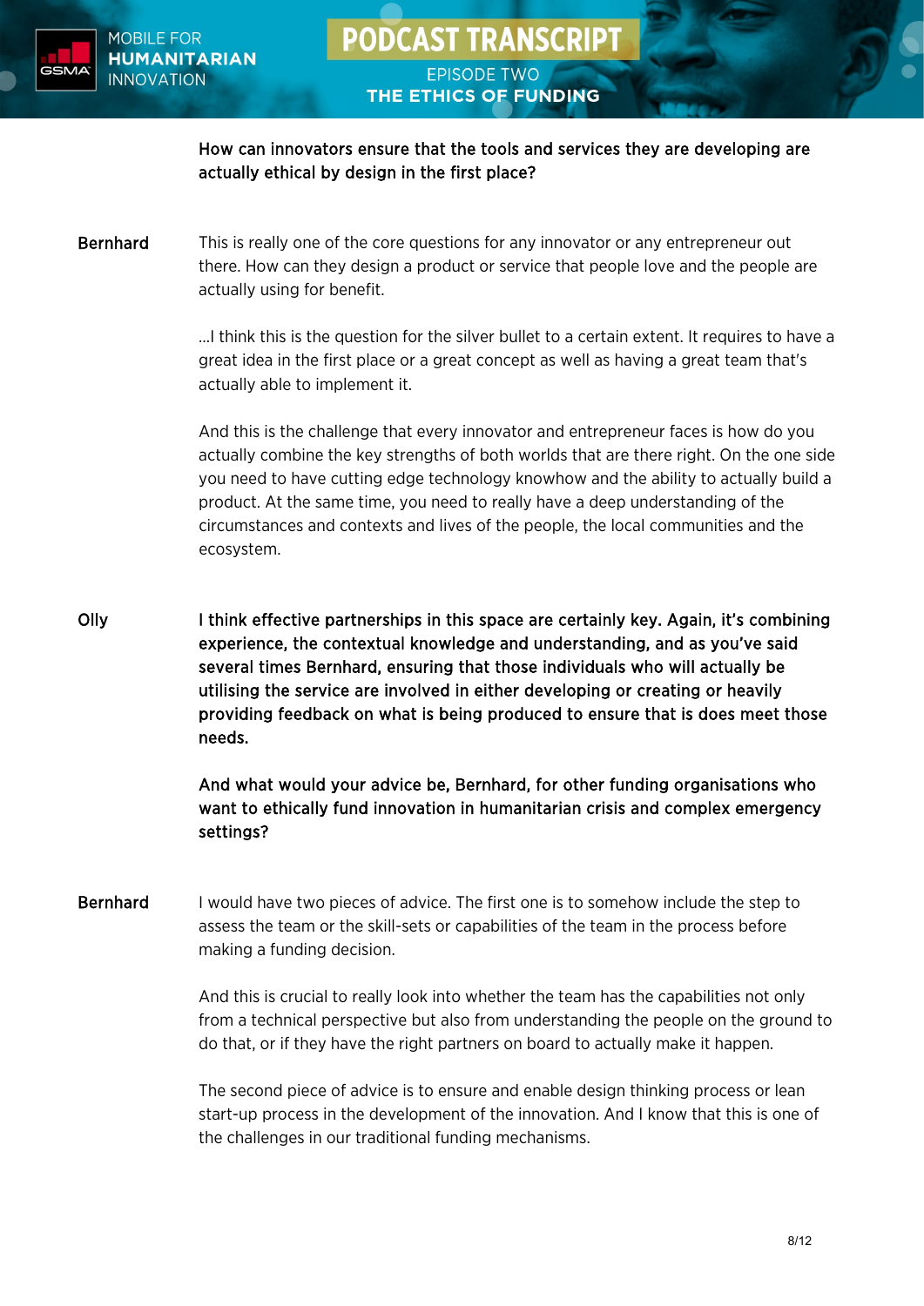How can innovators ensure that the tools and services they are developing are actually ethical by design in the first place?

**Bernhard** This is really one of the core questions for any innovator or any entrepreneur out there. How can they design a product or service that people love and the people are actually using for benefit.

…I think this is the question for the silver bullet to a certain extent. It requires to have a great idea in the first place or a great concept as well as having a great team that's actually able to implement it.

And this is the challenge that every innovator and entrepreneur faces is how do you actually combine the key strengths of both worlds that are there right. On the one side you need to have cutting edge technology knowhow and the ability to actually build a product. At the same time, you need to really have a deep understanding of the circumstances and contexts and lives of the people, the local communities and the ecosystem.

**Olly** I think effective partnerships in this space are certainly key. Again, it's combining experience, the contextual knowledge and understanding, and as you've said several times Bernhard, ensuring that those individuals who will actually be utilising the service are involved in either developing or creating or heavily providing feedback on what is being produced to ensure that is does meet those needs.

And what would your advice be, Bernhard, for other funding organisations who want to ethically fund innovation in humanitarian crisis and complex emergency settings?

**Bernhard** I would have two pieces of advice. The first one is to somehow include the step to assess the team or the skill-sets or capabilities of the team in the process before making a funding decision.

And this is crucial to really look into whether the team has the capabilities not only from a technical perspective but also from understanding the people on the ground to do that, or if they have the right partners on board to actually make it happen.

The second piece of advice is to ensure and enable design thinking process or lean start-up process in the development of the innovation. And I know that this is one of the challenges in our traditional funding mechanisms.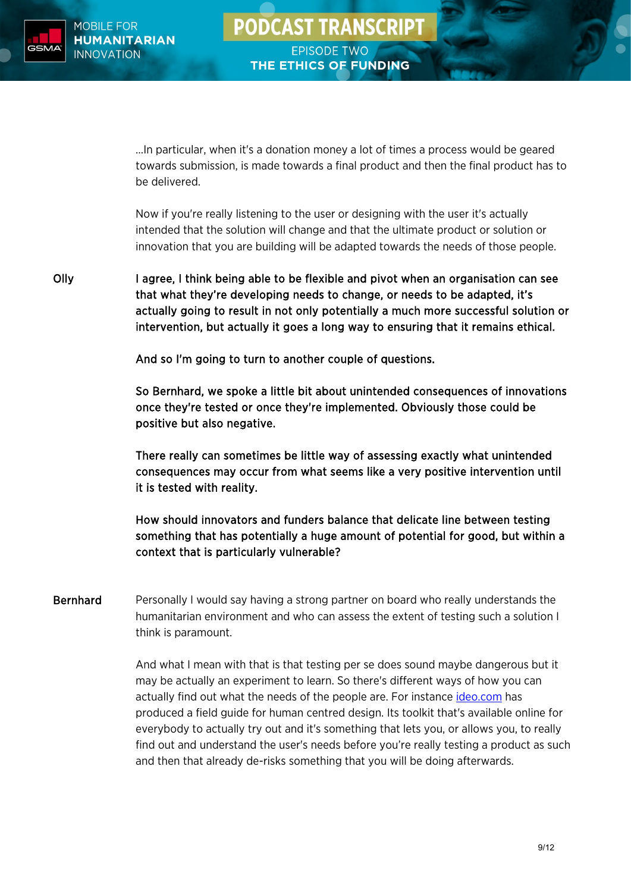...In particular, when it's a donation money a lot of times a process would be geared towards submission, is made towards a final product and then the final product has to be delivered.

Now if you're really listening to the user or designing with the user it's actually intended that the solution will change and that the ultimate product or solution or innovation that you are building will be adapted towards the needs of those people.

**Olly**

**I agree, I think being able to be flexible and pivot when an organisation can see that what they're developing needs to change, or needs to be adapted, it's actually going to result in not only potentially a much more successful solution or intervention, but actually it goes a long way to ensuring that it remains ethical.**

**And so I'm going to turn to another couple of questions.**

**So Bernhard, we spoke a little bit about unintended consequences of innovations once they're tested or once they're implemented. Obviously those could be positive but also negative.**

**There really can sometimes be little way of assessing exactly what unintended consequences may occur from what seems like a very positive intervention until it is tested with reality.**

**How should innovators and funders balance that delicate line between testing something that has potentially a huge amount of potential for good, but within a context that is particularly vulnerable?**

**Bernhard**

Personally I would say having a strong partner on board who really understands the humanitarian environment and who can assess the extent of testing such a solution I think is paramount.

And what I mean with that is that testing per se does sound maybe dangerous but it may be actually an experiment to learn. So there's different ways of how you can actually find out what the needs of the people are. For instance ideo.com has produced a field guide for human centred design. Its toolkit that's available online for everybody to actually try out and it's something that lets you, or allows you, to really find out and understand the user's needs before you're really testing a product as such and then that already de-risks something that you will be doing afterwards.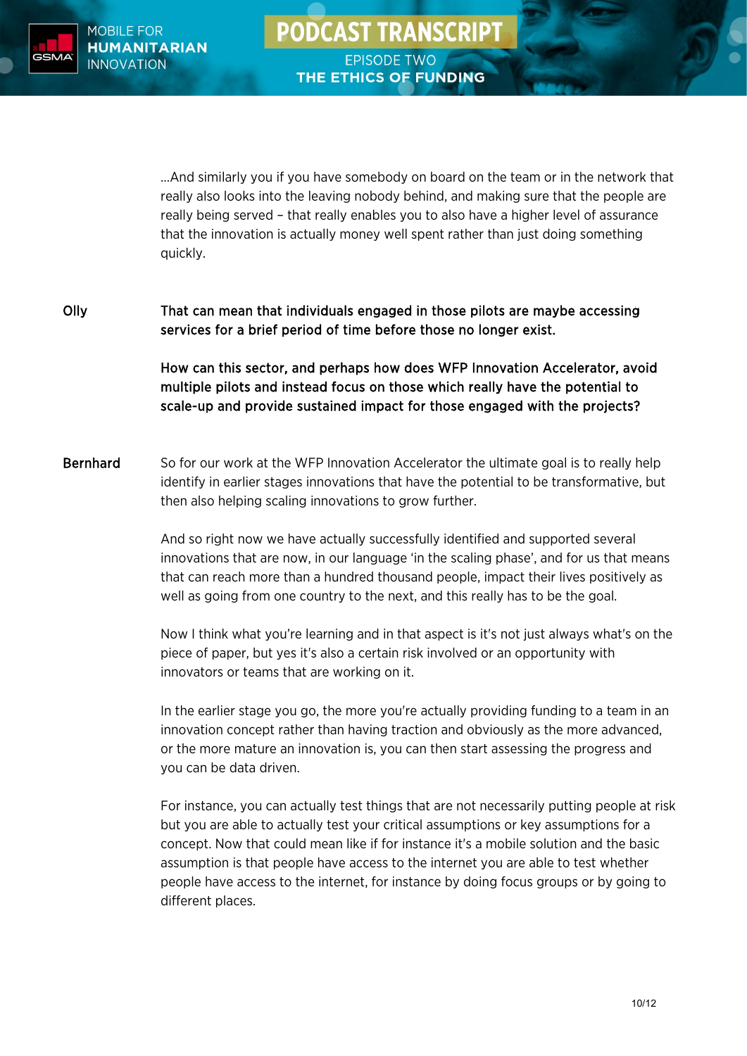...And similarly you if you have somebody on board on the team or in the network that really also looks into the leaving nobody behind, and making sure that the people are really being served – that really enables you to also have a higher level of assurance that the innovation is actually money well spent rather than just doing something quickly.

**Olly** **That can mean that individuals engaged in those pilots are maybe accessing services for a brief period of time before those no longer exist.**

**How can this sector, and perhaps how does WFP Innovation Accelerator, avoid multiple pilots and instead focus on those which really have the potential to scale-up and provide sustained impact for those engaged with the projects?**

**Bernhard** So for our work at the WFP Innovation Accelerator the ultimate goal is to really help identify in earlier stages innovations that have the potential to be transformative, but then also helping scaling innovations to grow further.

And so right now we have actually successfully identified and supported several innovations that are now, in our language 'in the scaling phase', and for us that means that can reach more than a hundred thousand people, impact their lives positively as well as going from one country to the next, and this really has to be the goal.

Now I think what you're learning and in that aspect is it's not just always what's on the piece of paper, but yes it's also a certain risk involved or an opportunity with innovators or teams that are working on it.

In the earlier stage you go, the more you're actually providing funding to a team in an innovation concept rather than having traction and obviously as the more advanced, or the more mature an innovation is, you can then start assessing the progress and you can be data driven.

For instance, you can actually test things that are not necessarily putting people at risk but you are able to actually test your critical assumptions or key assumptions for a concept. Now that could mean like if for instance it's a mobile solution and the basic assumption is that people have access to the internet you are able to test whether people have access to the internet, for instance by doing focus groups or by going to different places.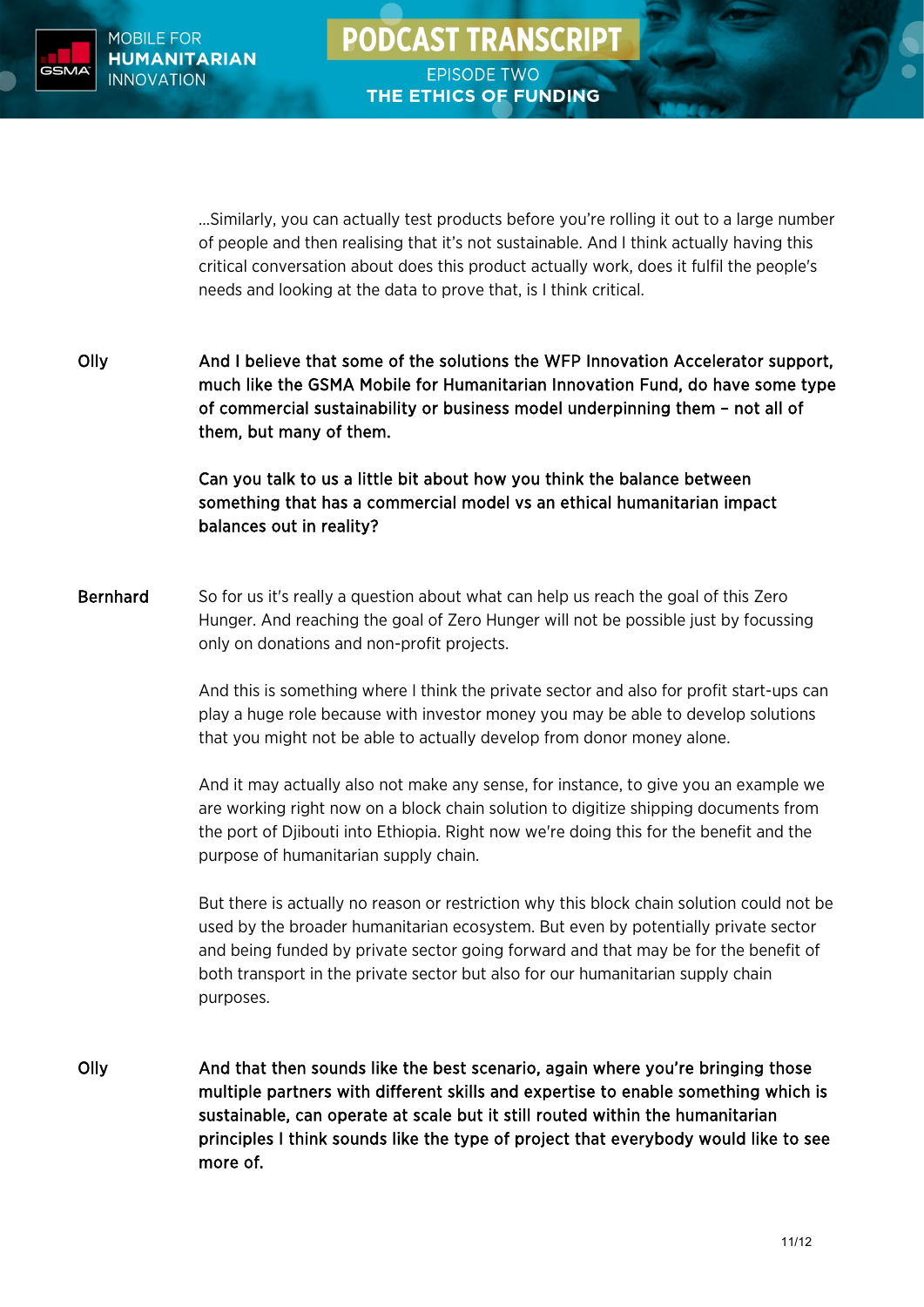...Similarly, you can actually test products before you're rolling it out to a large number of people and then realising that it's not sustainable. And I think actually having this critical conversation about does this product actually work, does it fulfil the people's needs and looking at the data to prove that, is I think critical.

**Olly** **And I believe that some of the solutions the WFP Innovation Accelerator support, much like the GSMA Mobile for Humanitarian Innovation Fund, do have some type of commercial sustainability or business model underpinning them – not all of them, but many of them.**

**Can you talk to us a little bit about how you think the balance between something that has a commercial model vs an ethical humanitarian impact balances out in reality?**

**Bernhard** So for us it's really a question about what can help us reach the goal of this Zero Hunger. And reaching the goal of Zero Hunger will not be possible just by focussing only on donations and non-profit projects.

And this is something where I think the private sector and also for profit start-ups can play a huge role because with investor money you may be able to develop solutions that you might not be able to actually develop from donor money alone.

And it may actually also not make any sense, for instance, to give you an example we are working right now on a block chain solution to digitize shipping documents from the port of Djibouti into Ethiopia. Right now we're doing this for the benefit and the purpose of humanitarian supply chain.

But there is actually no reason or restriction why this block chain solution could not be used by the broader humanitarian ecosystem. But even by potentially private sector and being funded by private sector going forward and that may be for the benefit of both transport in the private sector but also for our humanitarian supply chain purposes.

**Olly** **And that then sounds like the best scenario, again where you're bringing those multiple partners with different skills and expertise to enable something which is sustainable, can operate at scale but it still routed within the humanitarian principles I think sounds like the type of project that everybody would like to see more of.**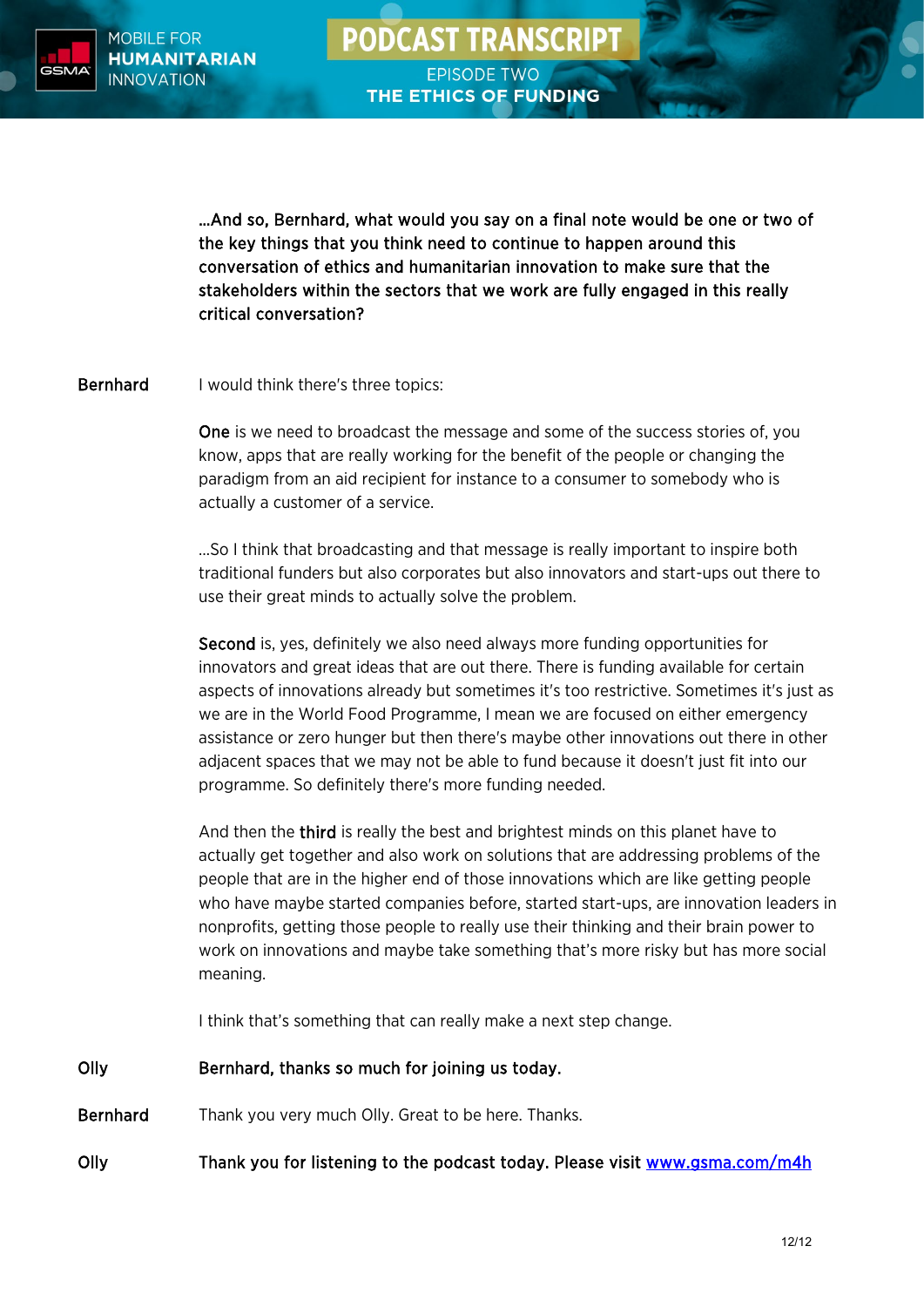…And so, Bernhard, what would you say on a final note would be one or two of the key things that you think need to continue to happen around this conversation of ethics and humanitarian innovation to make sure that the stakeholders within the sectors that we work are fully engaged in this really critical conversation?

**Bernhard** I would think there's three topics:

**One** is we need to broadcast the message and some of the success stories of, you know, apps that are really working for the benefit of the people or changing the paradigm from an aid recipient for instance to a consumer to somebody who is actually a customer of a service.

…So I think that broadcasting and that message is really important to inspire both traditional funders but also corporates but also innovators and start-ups out there to use their great minds to actually solve the problem.

**Second** is, yes, definitely we also need always more funding opportunities for innovators and great ideas that are out there. There is funding available for certain aspects of innovations already but sometimes it's too restrictive. Sometimes it's just as we are in the World Food Programme, I mean we are focused on either emergency assistance or zero hunger but then there's maybe other innovations out there in other adjacent spaces that we may not be able to fund because it doesn't just fit into our programme. So definitely there's more funding needed.

And then the **third** is really the best and brightest minds on this planet have to actually get together and also work on solutions that are addressing problems of the people that are in the higher end of those innovations which are like getting people who have maybe started companies before, started start-ups, are innovation leaders in nonprofits, getting those people to really use their thinking and their brain power to work on innovations and maybe take something that's more risky but has more social meaning.

I think that's something that can really make a next step change.

**Olly** **Bernhard, thanks so much for joining us today.**

**Bernhard** Thank you very much Olly. Great to be here. Thanks.

**Olly** **Thank you for listening to the podcast today. Please visit [www.gsma.com/m4h](http://www.gsma.com/m4h)**